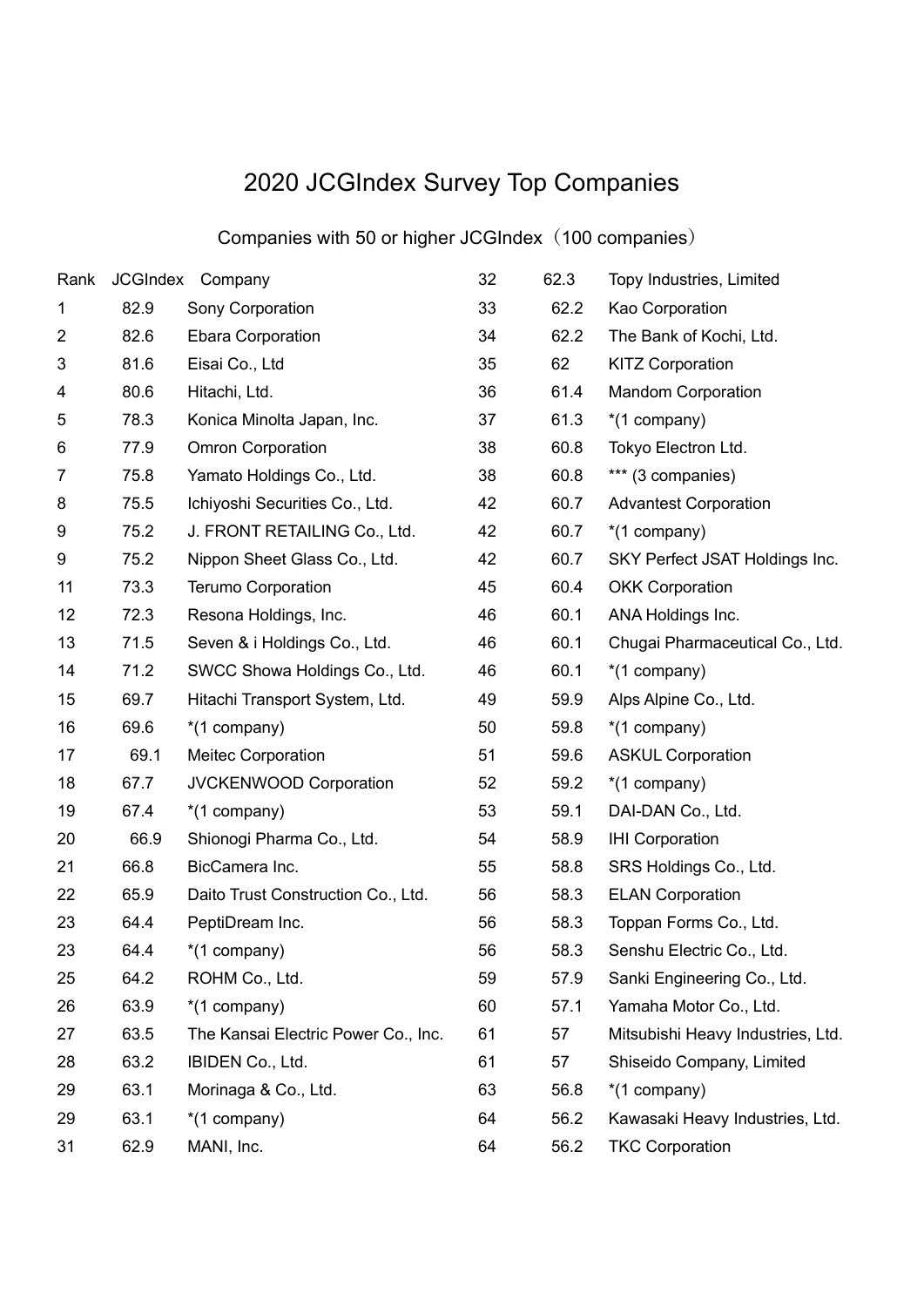# 2020 JCGIndex Survey Top Companies

## Companies with 50 or higher JCGIndex（100 companies）

| Rank | JCGIndex | Company |
|---|---|---|
| 1 | 82.9 | Sony Corporation |
| 2 | 82.6 | Ebara Corporation |
| 3 | 81.6 | Eisai Co., Ltd |
| 4 | 80.6 | Hitachi, Ltd. |
| 5 | 78.3 | Konica Minolta Japan, Inc. |
| 6 | 77.9 | Omron Corporation |
| 7 | 75.8 | Yamato Holdings Co., Ltd. |
| 8 | 75.5 | Ichiyoshi Securities Co., Ltd. |
| 9 | 75.2 | J. FRONT RETAILING Co., Ltd. |
| 9 | 75.2 | Nippon Sheet Glass Co., Ltd. |
| 11 | 73.3 | Terumo Corporation |
| 12 | 72.3 | Resona Holdings, Inc. |
| 13 | 71.5 | Seven & i Holdings Co., Ltd. |
| 14 | 71.2 | SWCC Showa Holdings Co., Ltd. |
| 15 | 69.7 | Hitachi Transport System, Ltd. |
| 16 | 69.6 | *(1 company) |
| 17 | 69.1 | Meitec Corporation |
| 18 | 67.7 | JVCKENWOOD Corporation |
| 19 | 67.4 | *(1 company) |
| 20 | 66.9 | Shionogi Pharma Co., Ltd. |
| 21 | 66.8 | BicCamera Inc. |
| 22 | 65.9 | Daito Trust Construction Co., Ltd. |
| 23 | 64.4 | PeptiDream Inc. |
| 23 | 64.4 | *(1 company) |
| 25 | 64.2 | ROHM Co., Ltd. |
| 26 | 63.9 | *(1 company) |
| 27 | 63.5 | The Kansai Electric Power Co., Inc. |
| 28 | 63.2 | IBIDEN Co., Ltd. |
| 29 | 63.1 | Morinaga & Co., Ltd. |
| 29 | 63.1 | *(1 company) |
| 31 | 62.9 | MANI, Inc. |
| 32 | 62.3 | Topy Industries, Limited |
| 33 | 62.2 | Kao Corporation |
| 34 | 62.2 | The Bank of Kochi, Ltd. |
| 35 | 62 | KITZ Corporation |
| 36 | 61.4 | Mandom Corporation |
| 37 | 61.3 | *(1 company) |
| 38 | 60.8 | Tokyo Electron Ltd. |
| 38 | 60.8 | *** (3 companies) |
| 42 | 60.7 | Advantest Corporation |
| 42 | 60.7 | *(1 company) |
| 42 | 60.7 | SKY Perfect JSAT Holdings Inc. |
| 45 | 60.4 | OKK Corporation |
| 46 | 60.1 | ANA Holdings Inc. |
| 46 | 60.1 | Chugai Pharmaceutical Co., Ltd. |
| 46 | 60.1 | *(1 company) |
| 49 | 59.9 | Alps Alpine Co., Ltd. |
| 50 | 59.8 | *(1 company) |
| 51 | 59.6 | ASKUL Corporation |
| 52 | 59.2 | *(1 company) |
| 53 | 59.1 | DAI-DAN Co., Ltd. |
| 54 | 58.9 | IHI Corporation |
| 55 | 58.8 | SRS Holdings Co., Ltd. |
| 56 | 58.3 | ELAN Corporation |
| 56 | 58.3 | Toppan Forms Co., Ltd. |
| 56 | 58.3 | Senshu Electric Co., Ltd. |
| 59 | 57.9 | Sanki Engineering Co., Ltd. |
| 60 | 57.1 | Yamaha Motor Co., Ltd. |
| 61 | 57 | Mitsubishi Heavy Industries, Ltd. |
| 61 | 57 | Shiseido Company, Limited |
| 63 | 56.8 | *(1 company) |
| 64 | 56.2 | Kawasaki Heavy Industries, Ltd. |
| 64 | 56.2 | TKC Corporation |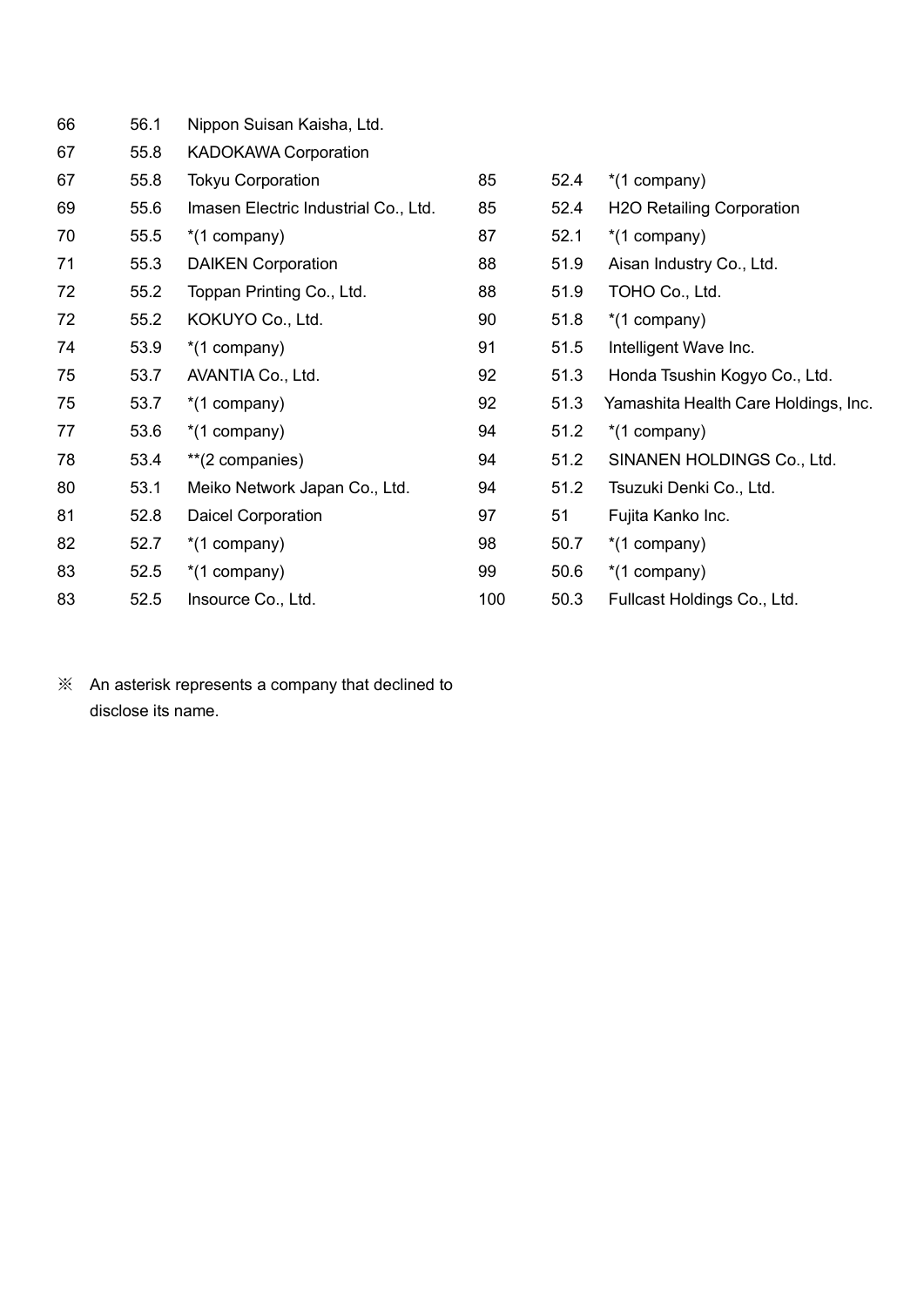| | | |
|---|---|---|
| 66 | 56.1 | Nippon Suisan Kaisha, Ltd. |
| 67 | 55.8 | KADOKAWA Corporation |
| 67 | 55.8 | Tokyu Corporation |
| 69 | 55.6 | Imasen Electric Industrial Co., Ltd. |
| 70 | 55.5 | *(1 company) |
| 71 | 55.3 | DAIKEN Corporation |
| 72 | 55.2 | Toppan Printing Co., Ltd. |
| 72 | 55.2 | KOKUYO Co., Ltd. |
| 74 | 53.9 | *(1 company) |
| 75 | 53.7 | AVANTIA Co., Ltd. |
| 75 | 53.7 | *(1 company) |
| 77 | 53.6 | *(1 company) |
| 78 | 53.4 | **(2 companies) |
| 80 | 53.1 | Meiko Network Japan Co., Ltd. |
| 81 | 52.8 | Daicel Corporation |
| 82 | 52.7 | *(1 company) |
| 83 | 52.5 | *(1 company) |
| 83 | 52.5 | Insource Co., Ltd. |
| 85 | 52.4 | *(1 company) |
| 85 | 52.4 | H2O Retailing Corporation |
| 87 | 52.1 | *(1 company) |
| 88 | 51.9 | Aisan Industry Co., Ltd. |
| 88 | 51.9 | TOHO Co., Ltd. |
| 90 | 51.8 | *(1 company) |
| 91 | 51.5 | Intelligent Wave Inc. |
| 92 | 51.3 | Honda Tsushin Kogyo Co., Ltd. |
| 92 | 51.3 | Yamashita Health Care Holdings, Inc. |
| 94 | 51.2 | *(1 company) |
| 94 | 51.2 | SINANEN HOLDINGS Co., Ltd. |
| 94 | 51.2 | Tsuzuki Denki Co., Ltd. |
| 97 | 51 | Fujita Kanko Inc. |
| 98 | 50.7 | *(1 company) |
| 99 | 50.6 | *(1 company) |
| 100 | 50.3 | Fullcast Holdings Co., Ltd. |

※ An asterisk represents a company that declined to disclose its name.